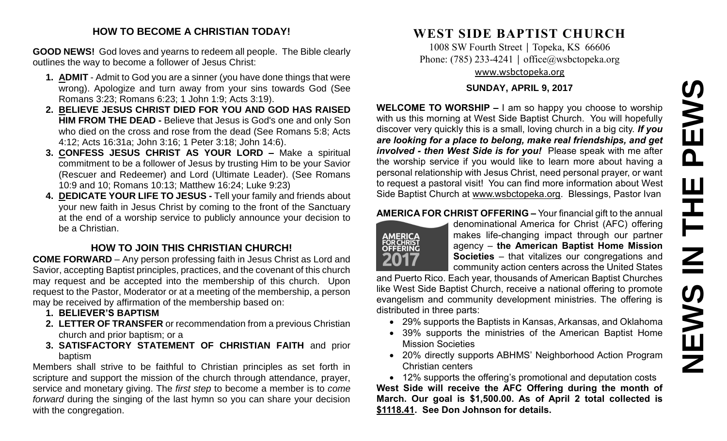## HOW TO BECOME A CHRISTIAN TODAY!

**GOOD NEWS!** God loves and yearns to redeem all people. The Bible clearly outlines the way to become a follower of Jesus Christ:

1. **ADMIT** - Admit to God you are a sinner (you have done things that were wrong). Apologize and turn away from your sins towards God (See Romans 3:23; Romans 6:23; 1 John 1:9; Acts 3:19).
2. **BELIEVE JESUS CHRIST DIED FOR YOU AND GOD HAS RAISED HIM FROM THE DEAD -** Believe that Jesus is God's one and only Son who died on the cross and rose from the dead (See Romans 5:8; Acts 4:12; Acts 16:31a; John 3:16; 1 Peter 3:18; John 14:6).
3. **CONFESS JESUS CHRIST AS YOUR LORD –** Make a spiritual commitment to be a follower of Jesus by trusting Him to be your Savior (Rescuer and Redeemer) and Lord (Ultimate Leader). (See Romans 10:9 and 10; Romans 10:13; Matthew 16:24; Luke 9:23)
4. **DEDICATE YOUR LIFE TO JESUS -** Tell your family and friends about your new faith in Jesus Christ by coming to the front of the Sanctuary at the end of a worship service to publicly announce your decision to be a Christian.

## HOW TO JOIN THIS CHRISTIAN CHURCH!

**COME FORWARD** – Any person professing faith in Jesus Christ as Lord and Savior, accepting Baptist principles, practices, and the covenant of this church may request and be accepted into the membership of this church. Upon request to the Pastor, Moderator or at a meeting of the membership, a person may be received by affirmation of the membership based on:

1. **BELIEVER'S BAPTISM**
2. **LETTER OF TRANSFER** or recommendation from a previous Christian church and prior baptism; or a
3. **SATISFACTORY STATEMENT OF CHRISTIAN FAITH** and prior baptism

Members shall strive to be faithful to Christian principles as set forth in scripture and support the mission of the church through attendance, prayer, service and monetary giving. The *first step* to become a member is to *come forward* during the singing of the last hymn so you can share your decision with the congregation.

# WEST SIDE BAPTIST CHURCH

1008 SW Fourth Street | Topeka, KS 66606
Phone: (785) 233-4241 | office@wsbctopeka.org
www.wsbctopeka.org

**SUNDAY, APRIL 9, 2017**

**WELCOME TO WORSHIP –** I am so happy you choose to worship with us this morning at West Side Baptist Church. You will hopefully discover very quickly this is a small, loving church in a big city. ***If you are looking for a place to belong, make real friendships, and get involved - then West Side is for you!*** Please speak with me after the worship service if you would like to learn more about having a personal relationship with Jesus Christ, need personal prayer, or want to request a pastoral visit! You can find more information about West Side Baptist Church at www.wsbctopeka.org. Blessings, Pastor Ivan

**AMERICA FOR CHRIST OFFERING –** Your financial gift to the annual denominational America for Christ (AFC) offering makes life-changing impact through our partner agency – **the American Baptist Home Mission Societies** – that vitalizes our congregations and community action centers across the United States and Puerto Rico. Each year, thousands of American Baptist Churches like West Side Baptist Church, receive a national offering to promote evangelism and community development ministries. The offering is distributed in three parts:

- 29% supports the Baptists in Kansas, Arkansas, and Oklahoma
- 39% supports the ministries of the American Baptist Home Mission Societies
- 20% directly supports ABHMS' Neighborhood Action Program Christian centers
- 12% supports the offering's promotional and deputation costs

**West Side will receive the AFC Offering during the month of March. Our goal is $1,500.00. As of April 2 total collected is $1118.41. See Don Johnson for details.**

# NEWS IN THE PEWS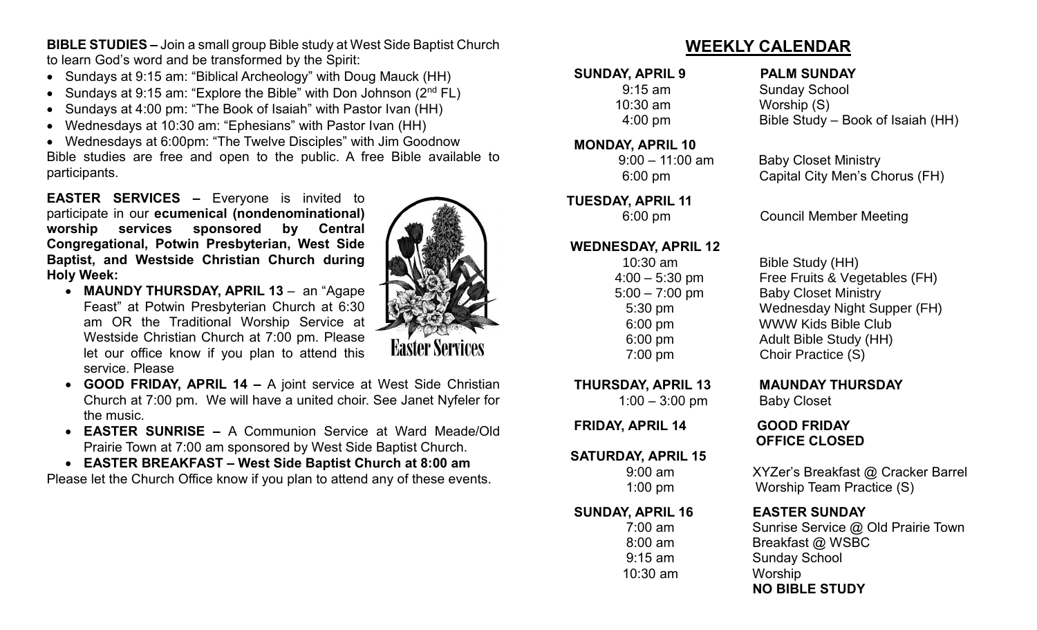**BIBLE STUDIES –** Join a small group Bible study at West Side Baptist Church to learn God's word and be transformed by the Spirit:

- Sundays at 9:15 am: "Biblical Archeology" with Doug Mauck (HH)
- Sundays at 9:15 am: "Explore the Bible" with Don Johnson (2nd FL)
- Sundays at 4:00 pm: "The Book of Isaiah" with Pastor Ivan (HH)
- Wednesdays at 10:30 am: "Ephesians" with Pastor Ivan (HH)
- Wednesdays at 6:00pm: "The Twelve Disciples" with Jim Goodnow

Bible studies are free and open to the public. A free Bible available to participants.

**EASTER SERVICES –** Everyone is invited to participate in our **ecumenical (nondenominational) worship services sponsored by Central Congregational, Potwin Presbyterian, West Side Baptist, and Westside Christian Church during Holy Week:**

- **MAUNDY THURSDAY, APRIL 13** – an "Agape Feast" at Potwin Presbyterian Church at 6:30 am OR the Traditional Worship Service at Westside Christian Church at 7:00 pm. Please let our office know if you plan to attend this service. Please
- **GOOD FRIDAY, APRIL 14 –** A joint service at West Side Christian Church at 7:00 pm. We will have a united choir. See Janet Nyfeler for the music.
- **EASTER SUNRISE –** A Communion Service at Ward Meade/Old Prairie Town at 7:00 am sponsored by West Side Baptist Church.
- **EASTER BREAKFAST – West Side Baptist Church at 8:00 am**

Please let the Church Office know if you plan to attend any of these events.

Easter Services

## WEEKLY CALENDAR

**SUNDAY, APRIL 9** — **PALM SUNDAY**

- 9:15 am — Sunday School
- 10:30 am — Worship (S)
- 4:00 pm — Bible Study – Book of Isaiah (HH)

**MONDAY, APRIL 10**

- 9:00 – 11:00 am — Baby Closet Ministry
- 6:00 pm — Capital City Men's Chorus (FH)

**TUESDAY, APRIL 11**

- 6:00 pm — Council Member Meeting

**WEDNESDAY, APRIL 12**

- 10:30 am — Bible Study (HH)
- 4:00 – 5:30 pm — Free Fruits & Vegetables (FH)
- 5:00 – 7:00 pm — Baby Closet Ministry
- 5:30 pm — Wednesday Night Supper (FH)
- 6:00 pm — WWW Kids Bible Club
- 6:00 pm — Adult Bible Study (HH)
- 7:00 pm — Choir Practice (S)

**THURSDAY, APRIL 13** — **MAUNDAY THURSDAY**

- 1:00 – 3:00 pm — Baby Closet

**FRIDAY, APRIL 14** — **GOOD FRIDAY**
**OFFICE CLOSED**

**SATURDAY, APRIL 15**

- 9:00 am — XYZer's Breakfast @ Cracker Barrel
- 1:00 pm — Worship Team Practice (S)

**SUNDAY, APRIL 16** — **EASTER SUNDAY**

- 7:00 am — Sunrise Service @ Old Prairie Town
- 8:00 am — Breakfast @ WSBC
- 9:15 am — Sunday School
- 10:30 am — Worship

**NO BIBLE STUDY**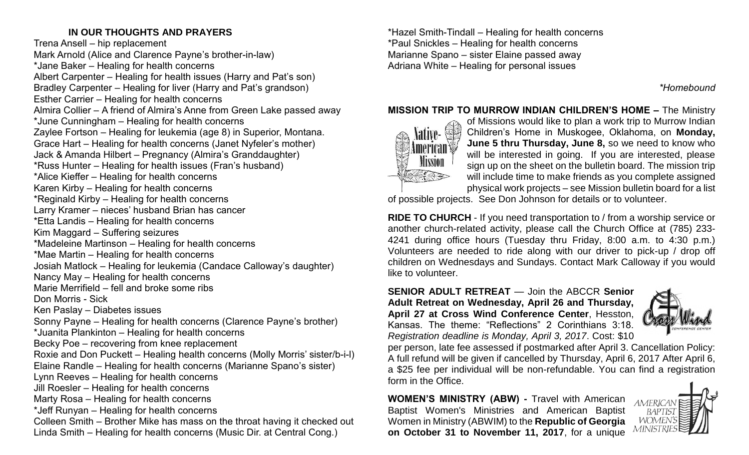**IN OUR THOUGHTS AND PRAYERS**

Trena Ansell – hip replacement
Mark Arnold (Alice and Clarence Payne's brother-in-law)
*Jane Baker – Healing for health concerns
Albert Carpenter – Healing for health issues (Harry and Pat's son)
Bradley Carpenter – Healing for liver (Harry and Pat's grandson)
Esther Carrier – Healing for health concerns
Almira Collier – A friend of Almira's Anne from Green Lake passed away
*June Cunningham – Healing for health concerns
Zaylee Fortson – Healing for leukemia (age 8) in Superior, Montana.
Grace Hart – Healing for health concerns (Janet Nyfeler's mother)
Jack & Amanda Hilbert – Pregnancy (Almira's Granddaughter)
*Russ Hunter – Healing for health issues (Fran's husband)
*Alice Kieffer – Healing for health concerns
Karen Kirby – Healing for health concerns
*Reginald Kirby – Healing for health concerns
Larry Kramer – nieces' husband Brian has cancer
*Etta Landis – Healing for health concerns
Kim Maggard – Suffering seizures
*Madeleine Martinson – Healing for health concerns
*Mae Martin – Healing for health concerns
Josiah Matlock – Healing for leukemia (Candace Calloway's daughter)
Nancy May – Healing for health concerns
Marie Merrifield – fell and broke some ribs
Don Morris - Sick
Ken Paslay – Diabetes issues
Sonny Payne – Healing for health concerns (Clarence Payne's brother)
*Juanita Plankinton – Healing for health concerns
Becky Poe – recovering from knee replacement
Roxie and Don Puckett – Healing health concerns (Molly Morris' sister/b-i-l)
Elaine Randle – Healing for health concerns (Marianne Spano's sister)
Lynn Reeves – Healing for health concerns
Jill Roesler – Healing for health concerns
Marty Rosa – Healing for health concerns
*Jeff Runyan – Healing for health concerns
Colleen Smith – Brother Mike has mass on the throat having it checked out
Linda Smith – Healing for health concerns (Music Dir. at Central Cong.)
*Hazel Smith-Tindall – Healing for health concerns
*Paul Snickles – Healing for health concerns
Marianne Spano – sister Elaine passed away
Adriana White – Healing for personal issues

*\*Homebound*

**MISSION TRIP TO MURROW INDIAN CHILDREN'S HOME –** The Ministry of Missions would like to plan a work trip to Murrow Indian Children's Home in Muskogee, Oklahoma, on **Monday, June 5 thru Thursday, June 8,** so we need to know who will be interested in going. If you are interested, please sign up on the sheet on the bulletin board. The mission trip will include time to make friends as you complete assigned physical work projects – see Mission bulletin board for a list of possible projects. See Don Johnson for details or to volunteer.

**RIDE TO CHURCH** - If you need transportation to / from a worship service or another church-related activity, please call the Church Office at (785) 233-4241 during office hours (Tuesday thru Friday, 8:00 a.m. to 4:30 p.m.) Volunteers are needed to ride along with our driver to pick-up / drop off children on Wednesdays and Sundays. Contact Mark Calloway if you would like to volunteer.

**SENIOR ADULT RETREAT** — Join the ABCCR **Senior Adult Retreat on Wednesday, April 26 and Thursday, April 27 at Cross Wind Conference Center**, Hesston, Kansas. The theme: "Reflections" 2 Corinthians 3:18. *Registration deadline is Monday, April 3, 2017*. Cost: $10 per person, late fee assessed if postmarked after April 3. Cancellation Policy: A full refund will be given if cancelled by Thursday, April 6, 2017 After April 6, a $25 fee per individual will be non-refundable. You can find a registration form in the Office.

**WOMEN'S MINISTRY (ABW) -** Travel with American Baptist Women's Ministries and American Baptist Women in Ministry (ABWIM) to the **Republic of Georgia on October 31 to November 11, 2017**, for a unique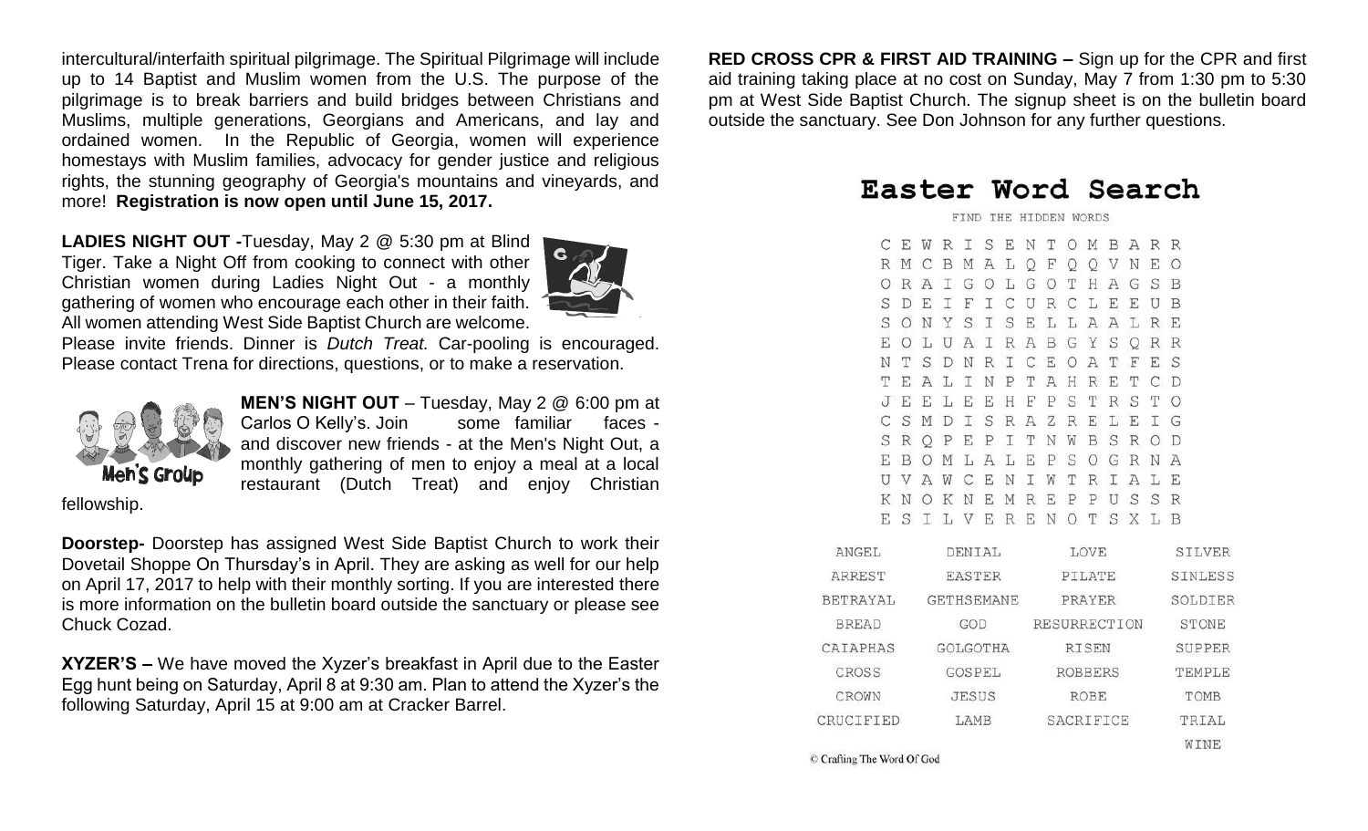intercultural/interfaith spiritual pilgrimage. The Spiritual Pilgrimage will include up to 14 Baptist and Muslim women from the U.S. The purpose of the pilgrimage is to break barriers and build bridges between Christians and Muslims, multiple generations, Georgians and Americans, and lay and ordained women. In the Republic of Georgia, women will experience homestays with Muslim families, advocacy for gender justice and religious rights, the stunning geography of Georgia's mountains and vineyards, and more! **Registration is now open until June 15, 2017.**

**LADIES NIGHT OUT -** Tuesday, May 2 @ 5:30 pm at Blind Tiger. Take a Night Off from cooking to connect with other Christian women during Ladies Night Out - a monthly gathering of women who encourage each other in their faith. All women attending West Side Baptist Church are welcome. Please invite friends. Dinner is *Dutch Treat.* Car-pooling is encouraged. Please contact Trena for directions, questions, or to make a reservation.

**MEN'S NIGHT OUT** – Tuesday, May 2 @ 6:00 pm at Carlos O Kelly's. Join some familiar faces - and discover new friends - at the Men's Night Out, a monthly gathering of men to enjoy a meal at a local restaurant (Dutch Treat) and enjoy Christian fellowship.

**Doorstep-** Doorstep has assigned West Side Baptist Church to work their Dovetail Shoppe On Thursday's in April. They are asking as well for our help on April 17, 2017 to help with their monthly sorting. If you are interested there is more information on the bulletin board outside the sanctuary or please see Chuck Cozad.

**XYZER'S –** We have moved the Xyzer's breakfast in April due to the Easter Egg hunt being on Saturday, April 8 at 9:30 am. Plan to attend the Xyzer's the following Saturday, April 15 at 9:00 am at Cracker Barrel.

**RED CROSS CPR & FIRST AID TRAINING –** Sign up for the CPR and first aid training taking place at no cost on Sunday, May 7 from 1:30 pm to 5:30 pm at West Side Baptist Church. The signup sheet is on the bulletin board outside the sanctuary. See Don Johnson for any further questions.

# Easter Word Search

FIND THE HIDDEN WORDS

```
C E W R I S E N T O M B A R R
R M C B M A L Q F Q Q V N E O
O R A I G O L G O T H A G S B
S D E I F I C U R C L E E U B
S O N Y S I S E L L A A L R E
E O L U A I R A B G Y S Q R R
N T S D N R I C E O A T F E S
T E A L I N P T A H R E T C D
J E E L E E H F P S T R S T O
C S M D I S R A Z R E L E I G
S R Q P E P I T N W B S R O D
E B O M L A L E P S O G R N A
U V A W C E N I W T R I A L E
K N O K N E M R E P P U S S R
E S I L V E R E N O T S X L B
```

| | | | |
|---|---|---|---|
| ANGEL | DENIAL | LOVE | SILVER |
| ARREST | EASTER | PILATE | SINLESS |
| BETRAYAL | GETHSEMANE | PRAYER | SOLDIER |
| BREAD | GOD | RESURRECTION | STONE |
| CAIAPHAS | GOLGOTHA | RISEN | SUPPER |
| CROSS | GOSPEL | ROBBERS | TEMPLE |
| CROWN | JESUS | ROBE | TOMB |
| CRUCIFIED | LAMB | SACRIFICE | TRIAL |
| | | | WINE |

© Crafting The Word Of God